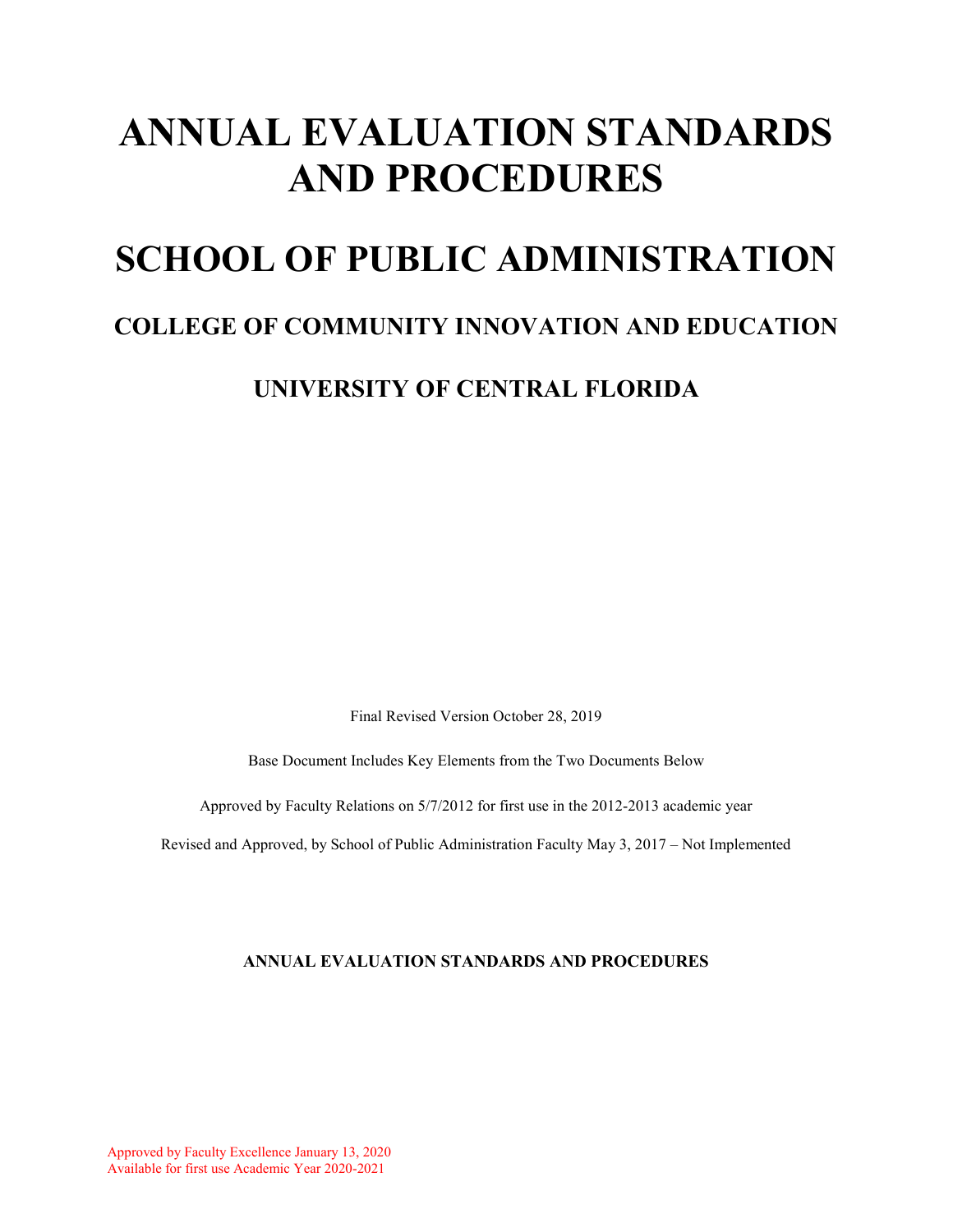# ANNUAL EVALUATION STANDARDS AND PROCEDURES

# SCHOOL OF PUBLIC ADMINISTRATION

## COLLEGE OF COMMUNITY INNOVATION AND EDUCATION

## UNIVERSITY OF CENTRAL FLORIDA

Final Revised Version October 28, 2019

Base Document Includes Key Elements from the Two Documents Below

Approved by Faculty Relations on 5/7/2012 for first use in the 2012-2013 academic year

Revised and Approved, by School of Public Administration Faculty May 3, 2017 – Not Implemented

**ANNUAL EVALUATION STANDARDS AND PROCEDURES**

Approved by Faculty Excellence January 13, 2020
Available for first use Academic Year 2020-2021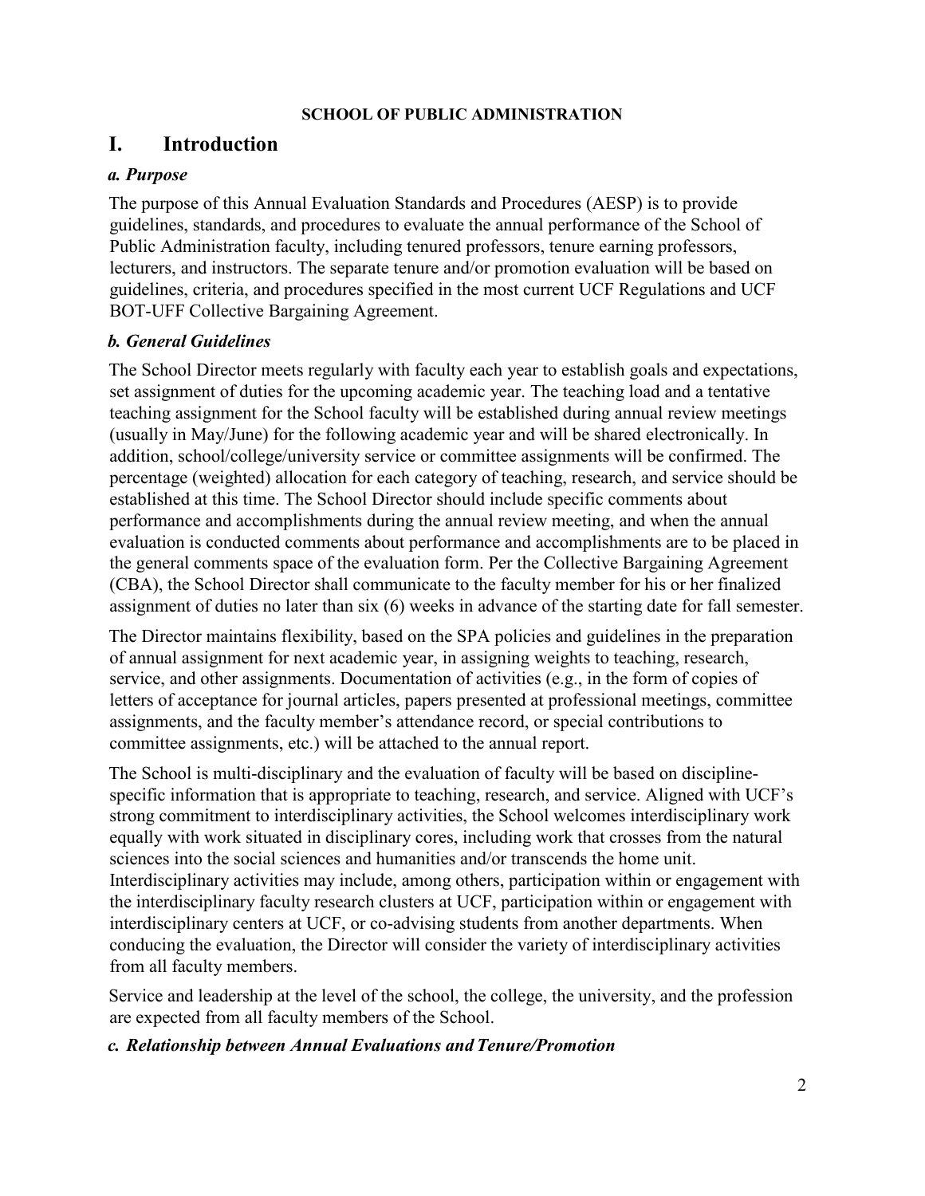**SCHOOL OF PUBLIC ADMINISTRATION**

# I. Introduction

### *a. Purpose*

The purpose of this Annual Evaluation Standards and Procedures (AESP) is to provide guidelines, standards, and procedures to evaluate the annual performance of the School of Public Administration faculty, including tenured professors, tenure earning professors, lecturers, and instructors. The separate tenure and/or promotion evaluation will be based on guidelines, criteria, and procedures specified in the most current UCF Regulations and UCF BOT-UFF Collective Bargaining Agreement.

### *b. General Guidelines*

The School Director meets regularly with faculty each year to establish goals and expectations, set assignment of duties for the upcoming academic year. The teaching load and a tentative teaching assignment for the School faculty will be established during annual review meetings (usually in May/June) for the following academic year and will be shared electronically. In addition, school/college/university service or committee assignments will be confirmed. The percentage (weighted) allocation for each category of teaching, research, and service should be established at this time. The School Director should include specific comments about performance and accomplishments during the annual review meeting, and when the annual evaluation is conducted comments about performance and accomplishments are to be placed in the general comments space of the evaluation form. Per the Collective Bargaining Agreement (CBA), the School Director shall communicate to the faculty member for his or her finalized assignment of duties no later than six (6) weeks in advance of the starting date for fall semester.

The Director maintains flexibility, based on the SPA policies and guidelines in the preparation of annual assignment for next academic year, in assigning weights to teaching, research, service, and other assignments. Documentation of activities (e.g., in the form of copies of letters of acceptance for journal articles, papers presented at professional meetings, committee assignments, and the faculty member's attendance record, or special contributions to committee assignments, etc.) will be attached to the annual report.

The School is multi-disciplinary and the evaluation of faculty will be based on discipline-specific information that is appropriate to teaching, research, and service. Aligned with UCF's strong commitment to interdisciplinary activities, the School welcomes interdisciplinary work equally with work situated in disciplinary cores, including work that crosses from the natural sciences into the social sciences and humanities and/or transcends the home unit. Interdisciplinary activities may include, among others, participation within or engagement with the interdisciplinary faculty research clusters at UCF, participation within or engagement with interdisciplinary centers at UCF, or co-advising students from another departments. When conducing the evaluation, the Director will consider the variety of interdisciplinary activities from all faculty members.

Service and leadership at the level of the school, the college, the university, and the profession are expected from all faculty members of the School.

### *c. Relationship between Annual Evaluations and Tenure/Promotion*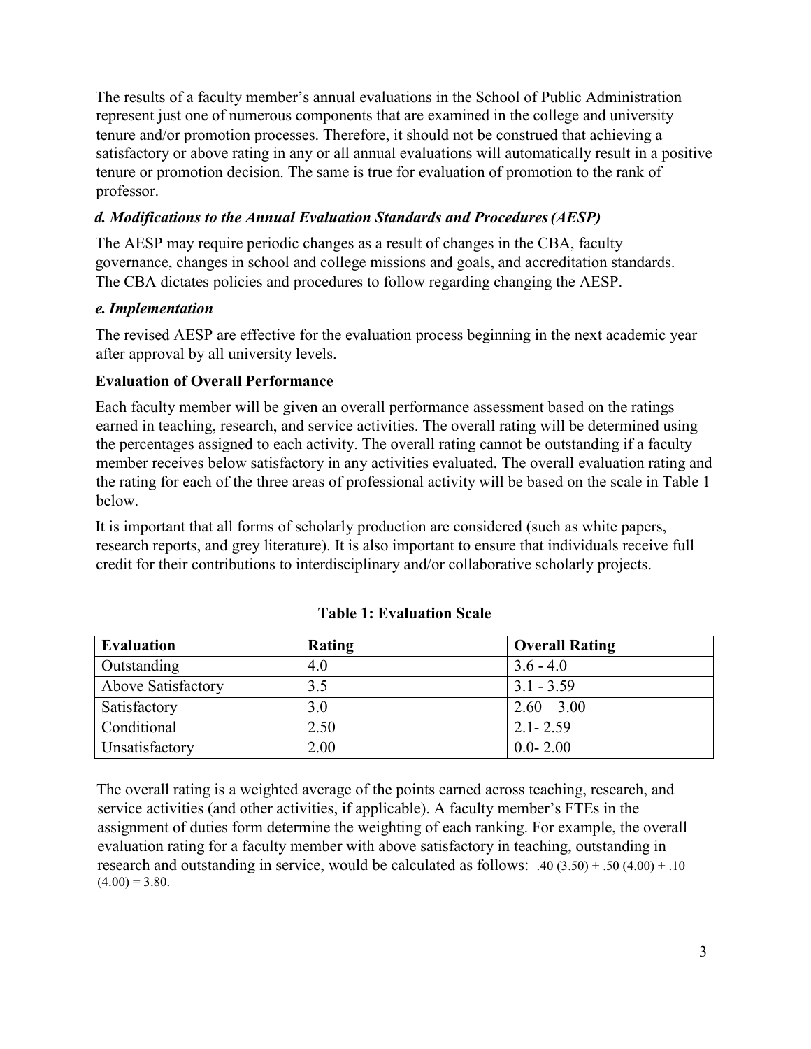The results of a faculty member's annual evaluations in the School of Public Administration represent just one of numerous components that are examined in the college and university tenure and/or promotion processes. Therefore, it should not be construed that achieving a satisfactory or above rating in any or all annual evaluations will automatically result in a positive tenure or promotion decision. The same is true for evaluation of promotion to the rank of professor.

### *d. Modifications to the Annual Evaluation Standards and Procedures (AESP)*

The AESP may require periodic changes as a result of changes in the CBA, faculty governance, changes in school and college missions and goals, and accreditation standards. The CBA dictates policies and procedures to follow regarding changing the AESP.

### *e. Implementation*

The revised AESP are effective for the evaluation process beginning in the next academic year after approval by all university levels.

## Evaluation of Overall Performance

Each faculty member will be given an overall performance assessment based on the ratings earned in teaching, research, and service activities. The overall rating will be determined using the percentages assigned to each activity. The overall rating cannot be outstanding if a faculty member receives below satisfactory in any activities evaluated. The overall evaluation rating and the rating for each of the three areas of professional activity will be based on the scale in Table 1 below.

It is important that all forms of scholarly production are considered (such as white papers, research reports, and grey literature). It is also important to ensure that individuals receive full credit for their contributions to interdisciplinary and/or collaborative scholarly projects.

**Table 1: Evaluation Scale**

| Evaluation | Rating | Overall Rating |
|---|---|---|
| Outstanding | 4.0 | 3.6 - 4.0 |
| Above Satisfactory | 3.5 | 3.1 - 3.59 |
| Satisfactory | 3.0 | 2.60 – 3.00 |
| Conditional | 2.50 | 2.1- 2.59 |
| Unsatisfactory | 2.00 | 0.0- 2.00 |

The overall rating is a weighted average of the points earned across teaching, research, and service activities (and other activities, if applicable). A faculty member's FTEs in the assignment of duties form determine the weighting of each ranking. For example, the overall evaluation rating for a faculty member with above satisfactory in teaching, outstanding in research and outstanding in service, would be calculated as follows: $.40 (3.50) + .50 (4.00) + .10 (4.00) = 3.80$.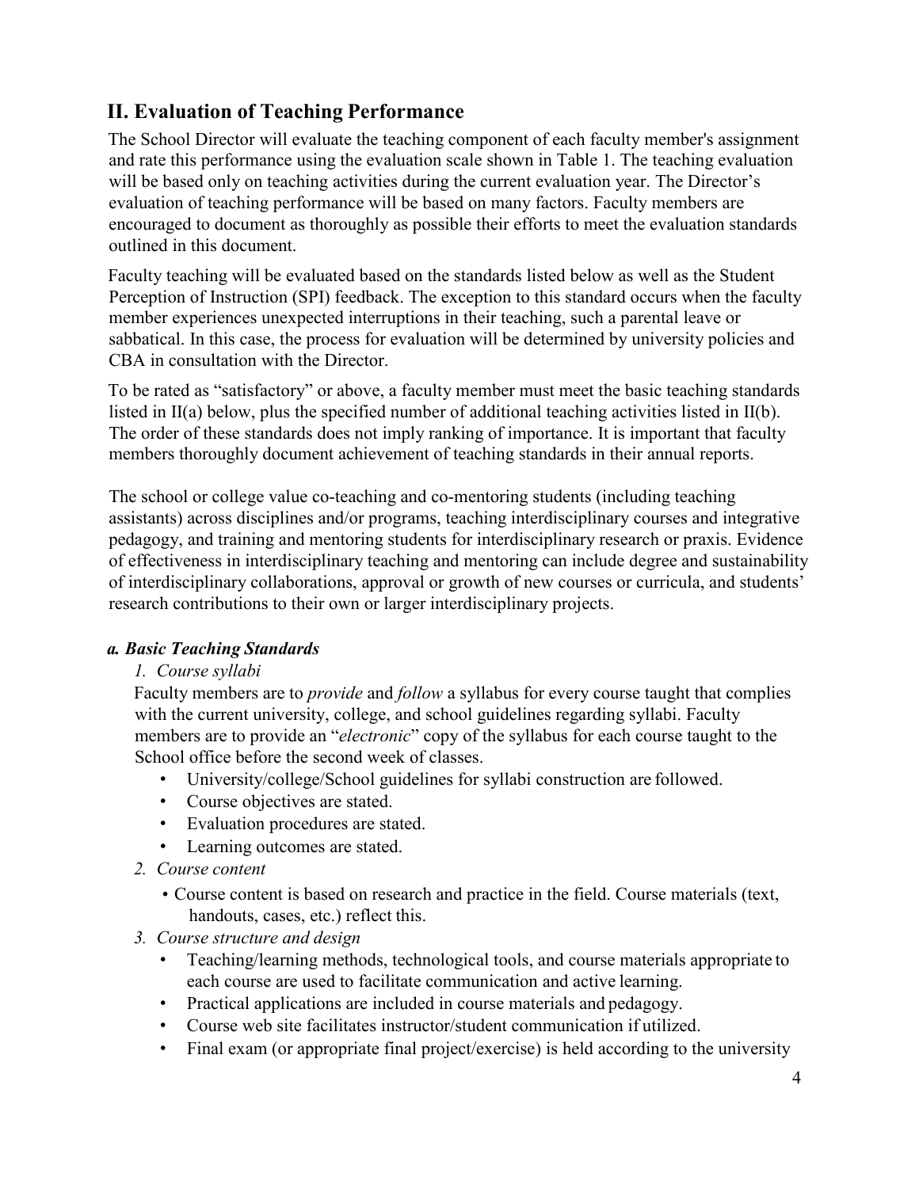## II. Evaluation of Teaching Performance

The School Director will evaluate the teaching component of each faculty member's assignment and rate this performance using the evaluation scale shown in Table 1. The teaching evaluation will be based only on teaching activities during the current evaluation year. The Director's evaluation of teaching performance will be based on many factors. Faculty members are encouraged to document as thoroughly as possible their efforts to meet the evaluation standards outlined in this document.

Faculty teaching will be evaluated based on the standards listed below as well as the Student Perception of Instruction (SPI) feedback. The exception to this standard occurs when the faculty member experiences unexpected interruptions in their teaching, such a parental leave or sabbatical. In this case, the process for evaluation will be determined by university policies and CBA in consultation with the Director.

To be rated as "satisfactory" or above, a faculty member must meet the basic teaching standards listed in II(a) below, plus the specified number of additional teaching activities listed in II(b). The order of these standards does not imply ranking of importance. It is important that faculty members thoroughly document achievement of teaching standards in their annual reports.

The school or college value co-teaching and co-mentoring students (including teaching assistants) across disciplines and/or programs, teaching interdisciplinary courses and integrative pedagogy, and training and mentoring students for interdisciplinary research or praxis. Evidence of effectiveness in interdisciplinary teaching and mentoring can include degree and sustainability of interdisciplinary collaborations, approval or growth of new courses or curricula, and students' research contributions to their own or larger interdisciplinary projects.

### *a. Basic Teaching Standards*

*1. Course syllabi*

Faculty members are to *provide* and *follow* a syllabus for every course taught that complies with the current university, college, and school guidelines regarding syllabi. Faculty members are to provide an "*electronic*" copy of the syllabus for each course taught to the School office before the second week of classes.

- University/college/School guidelines for syllabi construction are followed.
- Course objectives are stated.
- Evaluation procedures are stated.
- Learning outcomes are stated.

*2. Course content*

- Course content is based on research and practice in the field. Course materials (text, handouts, cases, etc.) reflect this.

*3. Course structure and design*

- Teaching/learning methods, technological tools, and course materials appropriate to each course are used to facilitate communication and active learning.
- Practical applications are included in course materials and pedagogy.
- Course web site facilitates instructor/student communication if utilized.
- Final exam (or appropriate final project/exercise) is held according to the university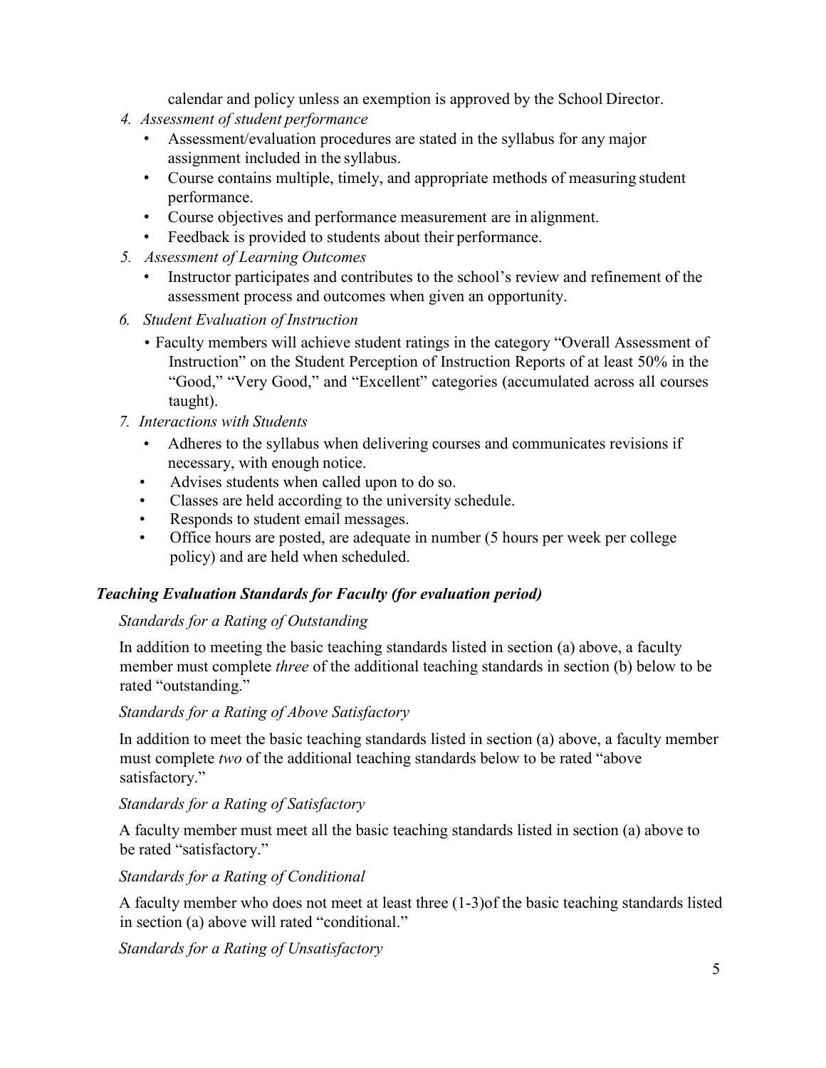calendar and policy unless an exemption is approved by the School Director.

4. *Assessment of student performance*
   - Assessment/evaluation procedures are stated in the syllabus for any major assignment included in the syllabus.
   - Course contains multiple, timely, and appropriate methods of measuring student performance.
   - Course objectives and performance measurement are in alignment.
   - Feedback is provided to students about their performance.
5. *Assessment of Learning Outcomes*
   - Instructor participates and contributes to the school's review and refinement of the assessment process and outcomes when given an opportunity.
6. *Student Evaluation of Instruction*
   - Faculty members will achieve student ratings in the category "Overall Assessment of Instruction" on the Student Perception of Instruction Reports of at least 50% in the "Good," "Very Good," and "Excellent" categories (accumulated across all courses taught).
7. *Interactions with Students*
   - Adheres to the syllabus when delivering courses and communicates revisions if necessary, with enough notice.
   - Advises students when called upon to do so.
   - Classes are held according to the university schedule.
   - Responds to student email messages.
   - Office hours are posted, are adequate in number (5 hours per week per college policy) and are held when scheduled.

### *Teaching Evaluation Standards for Faculty (for evaluation period)*

*Standards for a Rating of Outstanding*

In addition to meeting the basic teaching standards listed in section (a) above, a faculty member must complete *three* of the additional teaching standards in section (b) below to be rated "outstanding."

*Standards for a Rating of Above Satisfactory*

In addition to meet the basic teaching standards listed in section (a) above, a faculty member must complete *two* of the additional teaching standards below to be rated "above satisfactory."

*Standards for a Rating of Satisfactory*

A faculty member must meet all the basic teaching standards listed in section (a) above to be rated "satisfactory."

*Standards for a Rating of Conditional*

A faculty member who does not meet at least three (1-3)of the basic teaching standards listed in section (a) above will rated "conditional."

*Standards for a Rating of Unsatisfactory*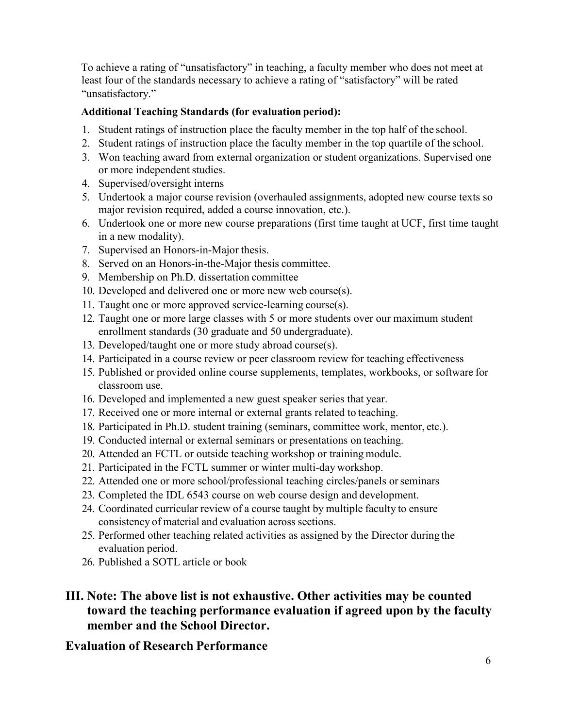To achieve a rating of "unsatisfactory" in teaching, a faculty member who does not meet at least four of the standards necessary to achieve a rating of "satisfactory" will be rated "unsatisfactory."

**Additional Teaching Standards (for evaluation period):**

1. Student ratings of instruction place the faculty member in the top half of the school.
2. Student ratings of instruction place the faculty member in the top quartile of the school.
3. Won teaching award from external organization or student organizations. Supervised one or more independent studies.
4. Supervised/oversight interns
5. Undertook a major course revision (overhauled assignments, adopted new course texts so major revision required, added a course innovation, etc.).
6. Undertook one or more new course preparations (first time taught at UCF, first time taught in a new modality).
7. Supervised an Honors-in-Major thesis.
8. Served on an Honors-in-the-Major thesis committee.
9. Membership on Ph.D. dissertation committee
10. Developed and delivered one or more new web course(s).
11. Taught one or more approved service-learning course(s).
12. Taught one or more large classes with 5 or more students over our maximum student enrollment standards (30 graduate and 50 undergraduate).
13. Developed/taught one or more study abroad course(s).
14. Participated in a course review or peer classroom review for teaching effectiveness
15. Published or provided online course supplements, templates, workbooks, or software for classroom use.
16. Developed and implemented a new guest speaker series that year.
17. Received one or more internal or external grants related to teaching.
18. Participated in Ph.D. student training (seminars, committee work, mentor, etc.).
19. Conducted internal or external seminars or presentations on teaching.
20. Attended an FCTL or outside teaching workshop or training module.
21. Participated in the FCTL summer or winter multi-day workshop.
22. Attended one or more school/professional teaching circles/panels or seminars
23. Completed the IDL 6543 course on web course design and development.
24. Coordinated curricular review of a course taught by multiple faculty to ensure consistency of material and evaluation across sections.
25. Performed other teaching related activities as assigned by the Director during the evaluation period.
26. Published a SOTL article or book

## III. Note: The above list is not exhaustive. Other activities may be counted toward the teaching performance evaluation if agreed upon by the faculty member and the School Director.

## Evaluation of Research Performance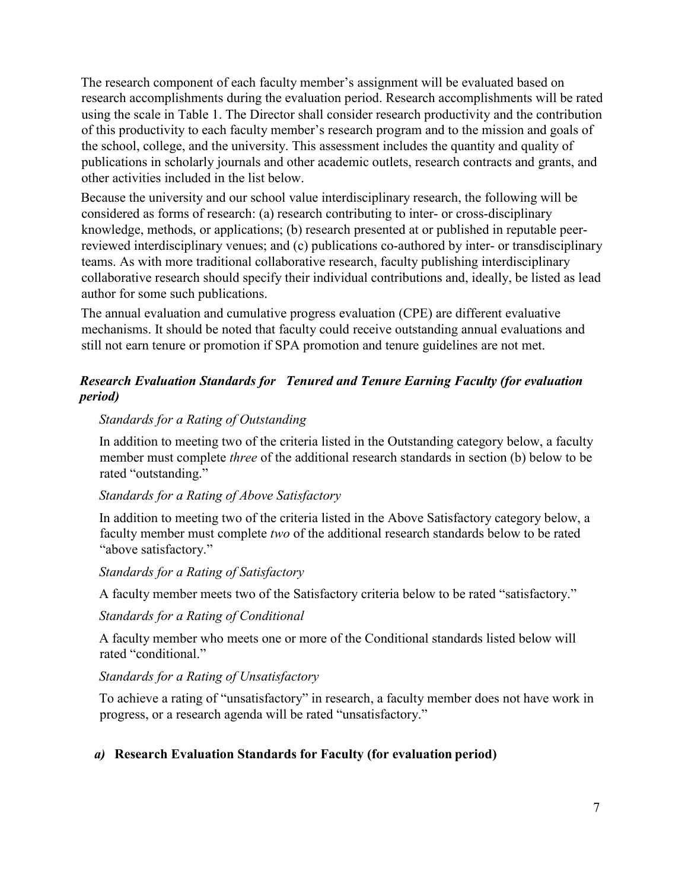The research component of each faculty member's assignment will be evaluated based on research accomplishments during the evaluation period. Research accomplishments will be rated using the scale in Table 1. The Director shall consider research productivity and the contribution of this productivity to each faculty member's research program and to the mission and goals of the school, college, and the university. This assessment includes the quantity and quality of publications in scholarly journals and other academic outlets, research contracts and grants, and other activities included in the list below.

Because the university and our school value interdisciplinary research, the following will be considered as forms of research: (a) research contributing to inter- or cross-disciplinary knowledge, methods, or applications; (b) research presented at or published in reputable peer-reviewed interdisciplinary venues; and (c) publications co-authored by inter- or transdisciplinary teams. As with more traditional collaborative research, faculty publishing interdisciplinary collaborative research should specify their individual contributions and, ideally, be listed as lead author for some such publications.

The annual evaluation and cumulative progress evaluation (CPE) are different evaluative mechanisms. It should be noted that faculty could receive outstanding annual evaluations and still not earn tenure or promotion if SPA promotion and tenure guidelines are not met.

### *Research Evaluation Standards for Tenured and Tenure Earning Faculty (for evaluation period)*

*Standards for a Rating of Outstanding*

In addition to meeting two of the criteria listed in the Outstanding category below, a faculty member must complete *three* of the additional research standards in section (b) below to be rated "outstanding."

*Standards for a Rating of Above Satisfactory*

In addition to meeting two of the criteria listed in the Above Satisfactory category below, a faculty member must complete *two* of the additional research standards below to be rated "above satisfactory."

*Standards for a Rating of Satisfactory*

A faculty member meets two of the Satisfactory criteria below to be rated "satisfactory."

*Standards for a Rating of Conditional*

A faculty member who meets one or more of the Conditional standards listed below will rated "conditional."

*Standards for a Rating of Unsatisfactory*

To achieve a rating of "unsatisfactory" in research, a faculty member does not have work in progress, or a research agenda will be rated "unsatisfactory."

#### *a)* **Research Evaluation Standards for Faculty (for evaluation period)**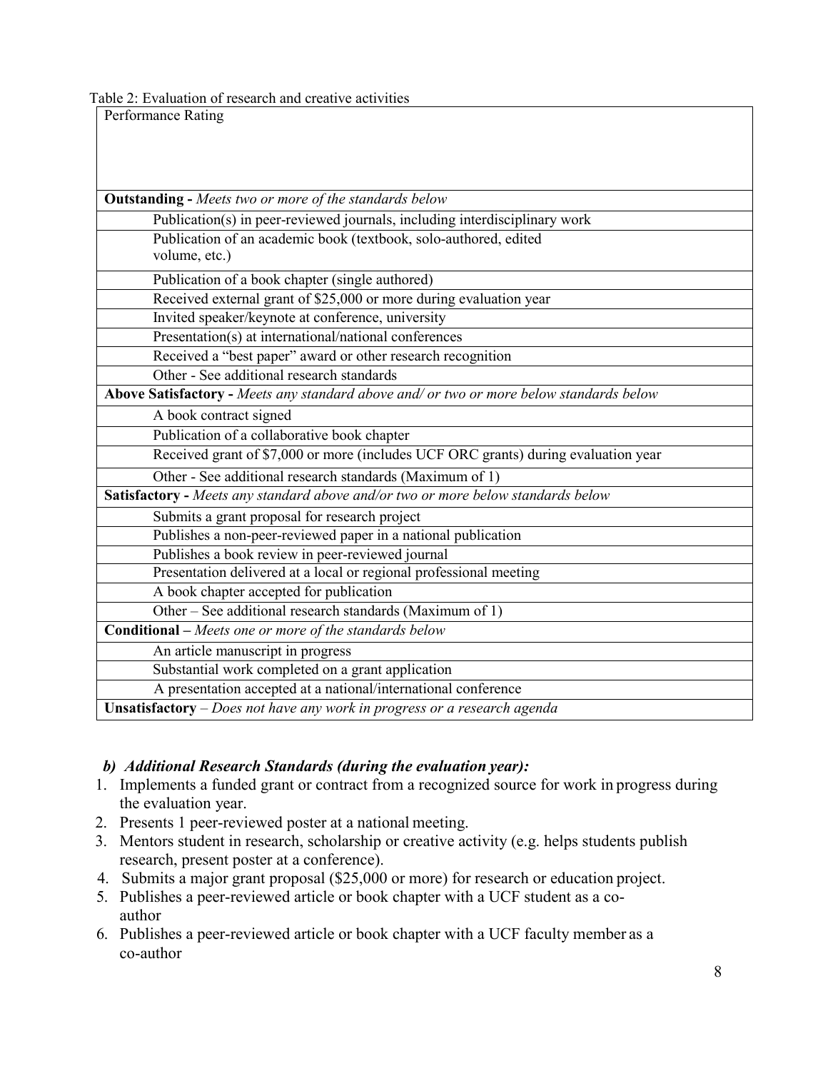Table 2: Evaluation of research and creative activities

| Performance Rating |
|---|
| **Outstanding -** *Meets two or more of the standards below* |
| Publication(s) in peer-reviewed journals, including interdisciplinary work |
| Publication of an academic book (textbook, solo-authored, edited volume, etc.) |
| Publication of a book chapter (single authored) |
| Received external grant of $25,000 or more during evaluation year |
| Invited speaker/keynote at conference, university |
| Presentation(s) at international/national conferences |
| Received a "best paper" award or other research recognition |
| Other - See additional research standards |
| **Above Satisfactory -** *Meets any standard above and/ or two or more below standards below* |
| A book contract signed |
| Publication of a collaborative book chapter |
| Received grant of $7,000 or more (includes UCF ORC grants) during evaluation year |
| Other - See additional research standards (Maximum of 1) |
| **Satisfactory -** *Meets any standard above and/or two or more below standards below* |
| Submits a grant proposal for research project |
| Publishes a non-peer-reviewed paper in a national publication |
| Publishes a book review in peer-reviewed journal |
| Presentation delivered at a local or regional professional meeting |
| A book chapter accepted for publication |
| Other – See additional research standards (Maximum of 1) |
| **Conditional –** *Meets one or more of the standards below* |
| An article manuscript in progress |
| Substantial work completed on a grant application |
| A presentation accepted at a national/international conference |
| **Unsatisfactory** – *Does not have any work in progress or a research agenda* |

### *b) Additional Research Standards (during the evaluation year):*

1. Implements a funded grant or contract from a recognized source for work in progress during the evaluation year.
2. Presents 1 peer-reviewed poster at a national meeting.
3. Mentors student in research, scholarship or creative activity (e.g. helps students publish research, present poster at a conference).
4. Submits a major grant proposal ($25,000 or more) for research or education project.
5. Publishes a peer-reviewed article or book chapter with a UCF student as a co-author
6. Publishes a peer-reviewed article or book chapter with a UCF faculty member as a co-author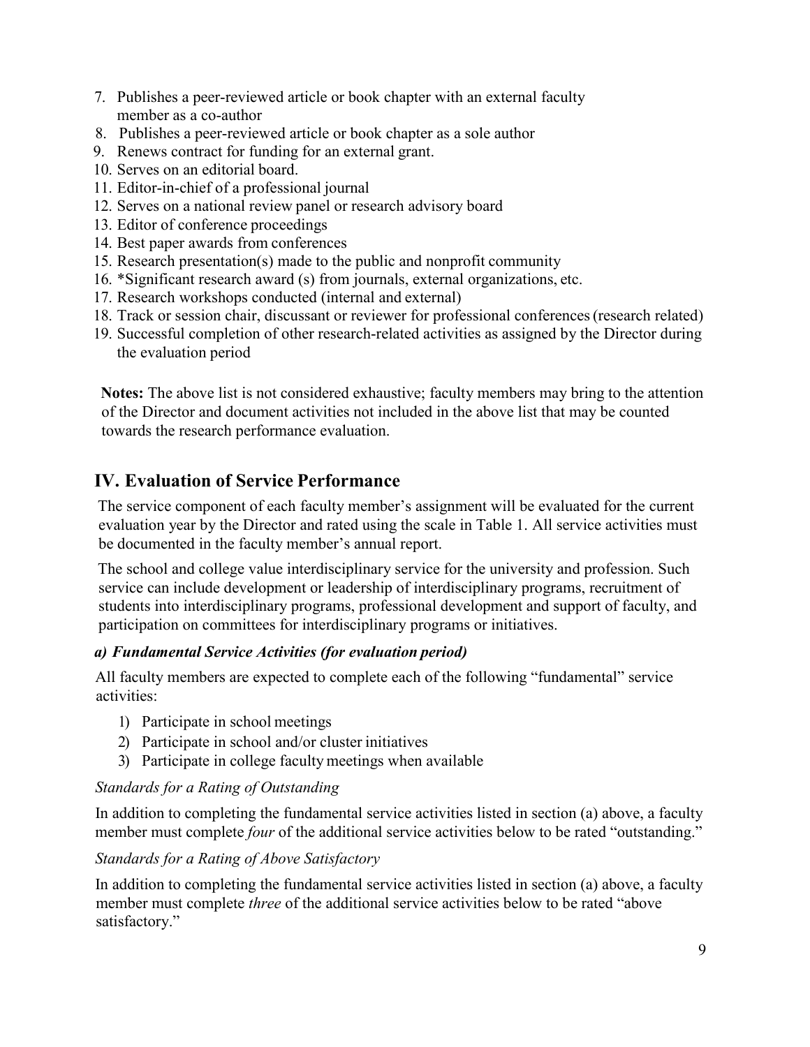7. Publishes a peer-reviewed article or book chapter with an external faculty member as a co-author
8. Publishes a peer-reviewed article or book chapter as a sole author
9. Renews contract for funding for an external grant.
10. Serves on an editorial board.
11. Editor-in-chief of a professional journal
12. Serves on a national review panel or research advisory board
13. Editor of conference proceedings
14. Best paper awards from conferences
15. Research presentation(s) made to the public and nonprofit community
16. *Significant research award (s) from journals, external organizations, etc.
17. Research workshops conducted (internal and external)
18. Track or session chair, discussant or reviewer for professional conferences (research related)
19. Successful completion of other research-related activities as assigned by the Director during the evaluation period

**Notes:** The above list is not considered exhaustive; faculty members may bring to the attention of the Director and document activities not included in the above list that may be counted towards the research performance evaluation.

## IV. Evaluation of Service Performance

The service component of each faculty member's assignment will be evaluated for the current evaluation year by the Director and rated using the scale in Table 1. All service activities must be documented in the faculty member's annual report.

The school and college value interdisciplinary service for the university and profession. Such service can include development or leadership of interdisciplinary programs, recruitment of students into interdisciplinary programs, professional development and support of faculty, and participation on committees for interdisciplinary programs or initiatives.

### *a) Fundamental Service Activities (for evaluation period)*

All faculty members are expected to complete each of the following "fundamental" service activities:

1) Participate in school meetings
2) Participate in school and/or cluster initiatives
3) Participate in college faculty meetings when available

*Standards for a Rating of Outstanding*

In addition to completing the fundamental service activities listed in section (a) above, a faculty member must complete *four* of the additional service activities below to be rated "outstanding."

*Standards for a Rating of Above Satisfactory*

In addition to completing the fundamental service activities listed in section (a) above, a faculty member must complete *three* of the additional service activities below to be rated "above satisfactory."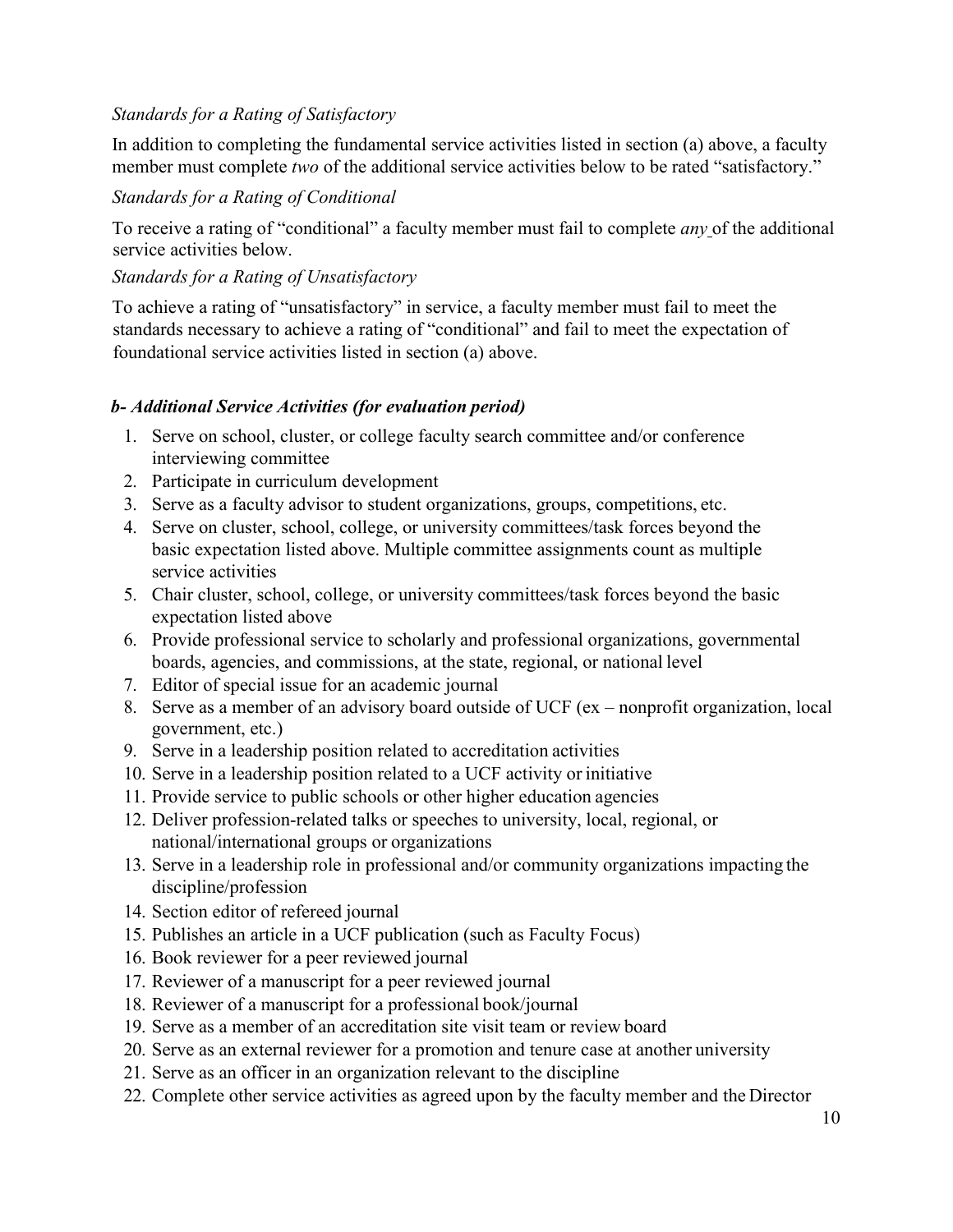*Standards for a Rating of Satisfactory*

In addition to completing the fundamental service activities listed in section (a) above, a faculty member must complete *two* of the additional service activities below to be rated "satisfactory."

*Standards for a Rating of Conditional*

To receive a rating of "conditional" a faculty member must fail to complete *any* of the additional service activities below.

*Standards for a Rating of Unsatisfactory*

To achieve a rating of "unsatisfactory" in service, a faculty member must fail to meet the standards necessary to achieve a rating of "conditional" and fail to meet the expectation of foundational service activities listed in section (a) above.

***b- Additional Service Activities (for evaluation period)***

1. Serve on school, cluster, or college faculty search committee and/or conference interviewing committee
2. Participate in curriculum development
3. Serve as a faculty advisor to student organizations, groups, competitions, etc.
4. Serve on cluster, school, college, or university committees/task forces beyond the basic expectation listed above. Multiple committee assignments count as multiple service activities
5. Chair cluster, school, college, or university committees/task forces beyond the basic expectation listed above
6. Provide professional service to scholarly and professional organizations, governmental boards, agencies, and commissions, at the state, regional, or national level
7. Editor of special issue for an academic journal
8. Serve as a member of an advisory board outside of UCF (ex – nonprofit organization, local government, etc.)
9. Serve in a leadership position related to accreditation activities
10. Serve in a leadership position related to a UCF activity or initiative
11. Provide service to public schools or other higher education agencies
12. Deliver profession-related talks or speeches to university, local, regional, or national/international groups or organizations
13. Serve in a leadership role in professional and/or community organizations impacting the discipline/profession
14. Section editor of refereed journal
15. Publishes an article in a UCF publication (such as Faculty Focus)
16. Book reviewer for a peer reviewed journal
17. Reviewer of a manuscript for a peer reviewed journal
18. Reviewer of a manuscript for a professional book/journal
19. Serve as a member of an accreditation site visit team or review board
20. Serve as an external reviewer for a promotion and tenure case at another university
21. Serve as an officer in an organization relevant to the discipline
22. Complete other service activities as agreed upon by the faculty member and the Director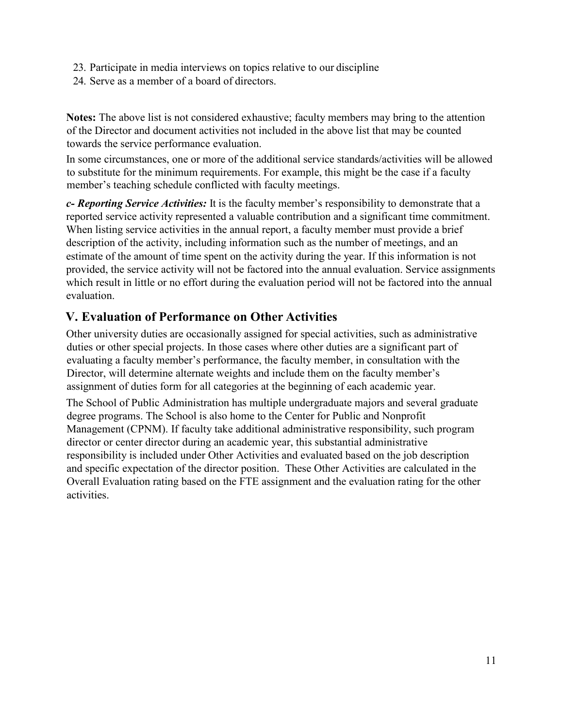23. Participate in media interviews on topics relative to our discipline
24. Serve as a member of a board of directors.

**Notes:** The above list is not considered exhaustive; faculty members may bring to the attention of the Director and document activities not included in the above list that may be counted towards the service performance evaluation.

In some circumstances, one or more of the additional service standards/activities will be allowed to substitute for the minimum requirements. For example, this might be the case if a faculty member's teaching schedule conflicted with faculty meetings.

***c- Reporting Service Activities:*** It is the faculty member's responsibility to demonstrate that a reported service activity represented a valuable contribution and a significant time commitment. When listing service activities in the annual report, a faculty member must provide a brief description of the activity, including information such as the number of meetings, and an estimate of the amount of time spent on the activity during the year. If this information is not provided, the service activity will not be factored into the annual evaluation. Service assignments which result in little or no effort during the evaluation period will not be factored into the annual evaluation.

## V. Evaluation of Performance on Other Activities

Other university duties are occasionally assigned for special activities, such as administrative duties or other special projects. In those cases where other duties are a significant part of evaluating a faculty member's performance, the faculty member, in consultation with the Director, will determine alternate weights and include them on the faculty member's assignment of duties form for all categories at the beginning of each academic year.

The School of Public Administration has multiple undergraduate majors and several graduate degree programs. The School is also home to the Center for Public and Nonprofit Management (CPNM). If faculty take additional administrative responsibility, such program director or center director during an academic year, this substantial administrative responsibility is included under Other Activities and evaluated based on the job description and specific expectation of the director position. These Other Activities are calculated in the Overall Evaluation rating based on the FTE assignment and the evaluation rating for the other activities.